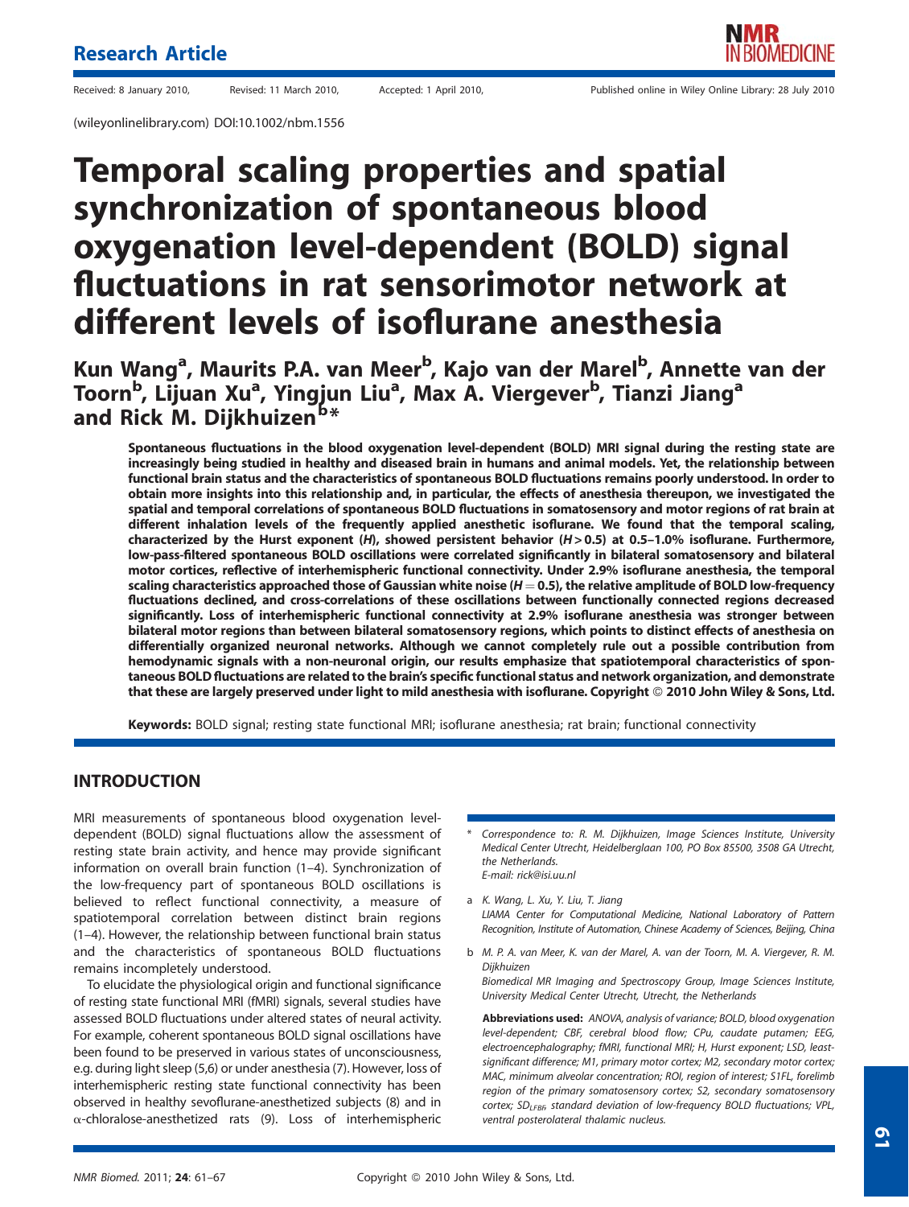Research Article

Received: 8 January 2010, Revised: 11 March 2010, Accepted: 1 April 2010, Published online in Wiley Online Library: 28 July 2010

(wileyonlinelibrary.com) DOI:10.1002/nbm.1556

# Temporal scaling properties and spatial synchronization of spontaneous blood oxygenation level-dependent (BOLD) signal fluctuations in rat sensorimotor network at different levels of isoflurane anesthesia

**Kun Wang[a], Maurits P.A. van Meer[b], Kajo van der Marel[b], Annette van der Toorn[b], Lijuan Xu[a], Yingjun Liu[a], Max A. Viergever[b], Tianzi Jiang[a] and Rick M. Dijkhuizen[b]***

**Spontaneous fluctuations in the blood oxygenation level-dependent (BOLD) MRI signal during the resting state are increasingly being studied in healthy and diseased brain in humans and animal models. Yet, the relationship between functional brain status and the characteristics of spontaneous BOLD fluctuations remains poorly understood. In order to obtain more insights into this relationship and, in particular, the effects of anesthesia thereupon, we investigated the spatial and temporal correlations of spontaneous BOLD fluctuations in somatosensory and motor regions of rat brain at different inhalation levels of the frequently applied anesthetic isoflurane. We found that the temporal scaling, characterized by the Hurst exponent (*H*), showed persistent behavior (*H* > 0.5) at 0.5–1.0% isoflurane. Furthermore, low-pass-filtered spontaneous BOLD oscillations were correlated significantly in bilateral somatosensory and bilateral motor cortices, reflective of interhemispheric functional connectivity. Under 2.9% isoflurane anesthesia, the temporal scaling characteristics approached those of Gaussian white noise (*H* = 0.5), the relative amplitude of BOLD low-frequency fluctuations declined, and cross-correlations of these oscillations between functionally connected regions decreased significantly. Loss of interhemispheric functional connectivity at 2.9% isoflurane anesthesia was stronger between bilateral motor regions than between bilateral somatosensory regions, which points to distinct effects of anesthesia on differentially organized neuronal networks. Although we cannot completely rule out a possible contribution from hemodynamic signals with a non-neuronal origin, our results emphasize that spatiotemporal characteristics of spontaneous BOLD fluctuations are related to the brain's specific functional status and network organization, and demonstrate that these are largely preserved under light to mild anesthesia with isoflurane. Copyright © 2010 John Wiley & Sons, Ltd.**

**Keywords:** BOLD signal; resting state functional MRI; isoflurane anesthesia; rat brain; functional connectivity

## INTRODUCTION

MRI measurements of spontaneous blood oxygenation level-dependent (BOLD) signal fluctuations allow the assessment of resting state brain activity, and hence may provide significant information on overall brain function (1–4). Synchronization of the low-frequency part of spontaneous BOLD oscillations is believed to reflect functional connectivity, a measure of spatiotemporal correlation between distinct brain regions (1–4). However, the relationship between functional brain status and the characteristics of spontaneous BOLD fluctuations remains incompletely understood.

To elucidate the physiological origin and functional significance of resting state functional MRI (fMRI) signals, several studies have assessed BOLD fluctuations under altered states of neural activity. For example, coherent spontaneous BOLD signal oscillations have been found to be preserved in various states of unconsciousness, e.g. during light sleep (5,6) or under anesthesia (7). However, loss of interhemispheric resting state functional connectivity has been observed in healthy sevoflurane-anesthetized subjects (8) and in α-chloralose-anesthetized rats (9). Loss of interhemispheric

\* Correspondence to: R. M. Dijkhuizen, Image Sciences Institute, University Medical Center Utrecht, Heidelberglaan 100, PO Box 85500, 3508 GA Utrecht, the Netherlands.
E-mail: rick@isi.uu.nl

a K. Wang, L. Xu, Y. Liu, T. Jiang
LIAMA Center for Computational Medicine, National Laboratory of Pattern Recognition, Institute of Automation, Chinese Academy of Sciences, Beijing, China

b M. P. A. van Meer, K. van der Marel, A. van der Toorn, M. A. Viergever, R. M. Dijkhuizen
Biomedical MR Imaging and Spectroscopy Group, Image Sciences Institute, University Medical Center Utrecht, Utrecht, the Netherlands

**Abbreviations used:** *ANOVA, analysis of variance; BOLD, blood oxygenation level-dependent; CBF, cerebral blood flow; CPu, caudate putamen; EEG, electroencephalography; fMRI, functional MRI; H, Hurst exponent; LSD, least-significant difference; M1, primary motor cortex; M2, secondary motor cortex; MAC, minimum alveolar concentration; ROI, region of interest; S1FL, forelimb region of the primary somatosensory cortex; S2, secondary somatosensory cortex; $SD_{LFBF}$, standard deviation of low-frequency BOLD fluctuations; VPL, ventral posterolateral thalamic nucleus.*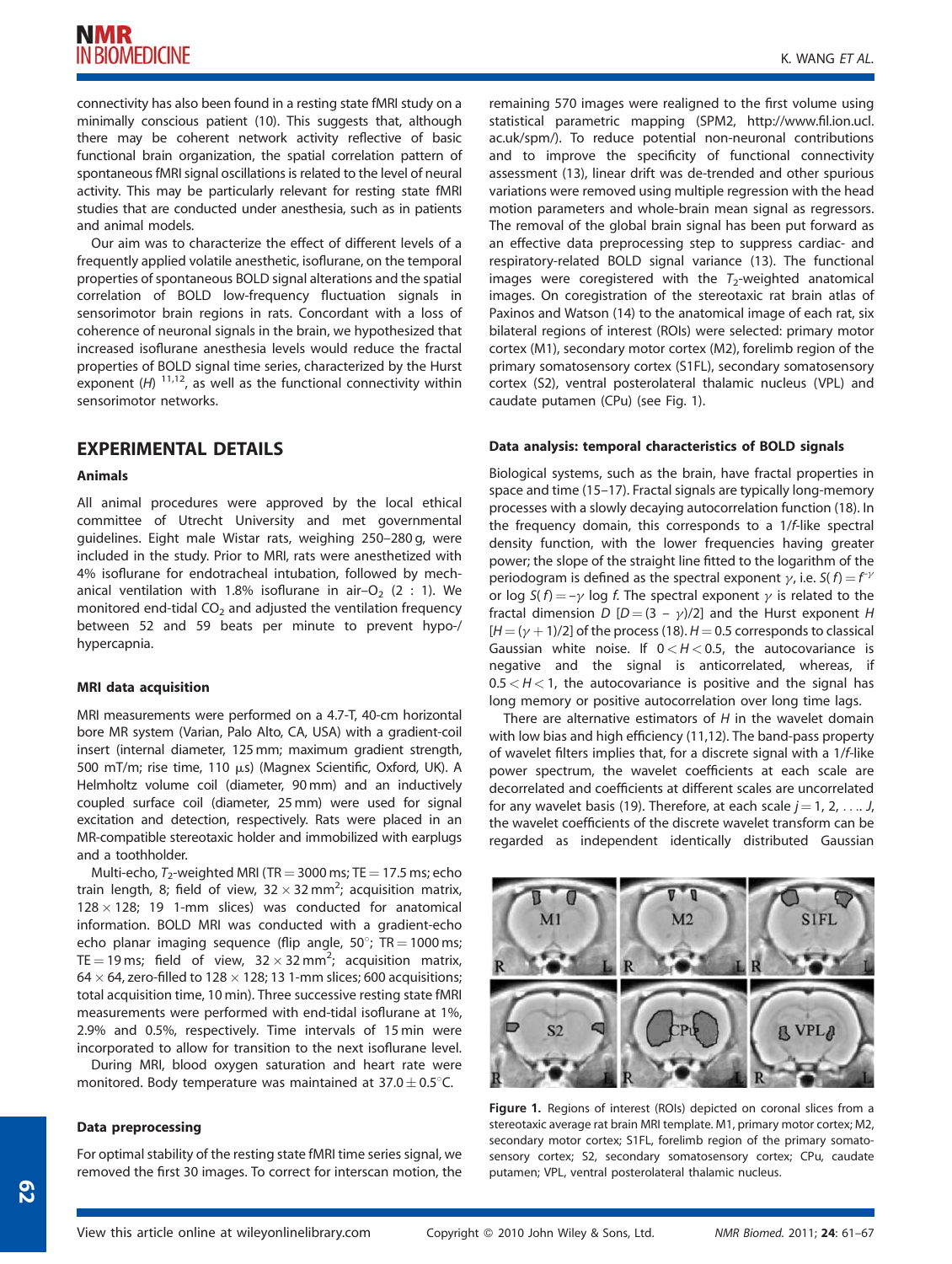connectivity has also been found in a resting state fMRI study on a minimally conscious patient (10). This suggests that, although there may be coherent network activity reflective of basic functional brain organization, the spatial correlation pattern of spontaneous fMRI signal oscillations is related to the level of neural activity. This may be particularly relevant for resting state fMRI studies that are conducted under anesthesia, such as in patients and animal models.

Our aim was to characterize the effect of different levels of a frequently applied volatile anesthetic, isoflurane, on the temporal properties of spontaneous BOLD signal alterations and the spatial correlation of BOLD low-frequency fluctuation signals in sensorimotor brain regions in rats. Concordant with a loss of coherence of neuronal signals in the brain, we hypothesized that increased isoflurane anesthesia levels would reduce the fractal properties of BOLD signal time series, characterized by the Hurst exponent ($H$) [11,12], as well as the functional connectivity within sensorimotor networks.

## EXPERIMENTAL DETAILS

### Animals

All animal procedures were approved by the local ethical committee of Utrecht University and met governmental guidelines. Eight male Wistar rats, weighing 250–280 g, were included in the study. Prior to MRI, rats were anesthetized with 4% isoflurane for endotracheal intubation, followed by mechanical ventilation with 1.8% isoflurane in air–$O_2$ (2 : 1). We monitored end-tidal $CO_2$ and adjusted the ventilation frequency between 52 and 59 beats per minute to prevent hypo-/hypercapnia.

### MRI data acquisition

MRI measurements were performed on a 4.7-T, 40-cm horizontal bore MR system (Varian, Palo Alto, CA, USA) with a gradient-coil insert (internal diameter, 125 mm; maximum gradient strength, 500 mT/m; rise time, 110 μs) (Magnex Scientific, Oxford, UK). A Helmholtz volume coil (diameter, 90 mm) and an inductively coupled surface coil (diameter, 25 mm) were used for signal excitation and detection, respectively. Rats were placed in an MR-compatible stereotaxic holder and immobilized with earplugs and a toothholder.

Multi-echo, $T_2$-weighted MRI (TR = 3000 ms; TE = 17.5 ms; echo train length, 8; field of view, $32 \times 32\,\text{mm}^2$; acquisition matrix, $128 \times 128$; 19 1-mm slices) was conducted for anatomical information. BOLD MRI was conducted with a gradient-echo echo planar imaging sequence (flip angle, 50°; TR = 1000 ms; TE = 19 ms; field of view, $32 \times 32\,\text{mm}^2$; acquisition matrix, $64 \times 64$, zero-filled to $128 \times 128$; 13 1-mm slices; 600 acquisitions; total acquisition time, 10 min). Three successive resting state fMRI measurements were performed with end-tidal isoflurane at 1%, 2.9% and 0.5%, respectively. Time intervals of 15 min were incorporated to allow for transition to the next isoflurane level.

During MRI, blood oxygen saturation and heart rate were monitored. Body temperature was maintained at 37.0 ± 0.5°C.

### Data preprocessing

For optimal stability of the resting state fMRI time series signal, we removed the first 30 images. To correct for interscan motion, the remaining 570 images were realigned to the first volume using statistical parametric mapping (SPM2, http://www.fil.ion.ucl.ac.uk/spm/). To reduce potential non-neuronal contributions and to improve the specificity of functional connectivity assessment (13), linear drift was de-trended and other spurious variations were removed using multiple regression with the head motion parameters and whole-brain mean signal as regressors. The removal of the global brain signal has been put forward as an effective data preprocessing step to suppress cardiac- and respiratory-related BOLD signal variance (13). The functional images were coregistered with the $T_2$-weighted anatomical images. On coregistration of the stereotaxic rat brain atlas of Paxinos and Watson (14) to the anatomical image of each rat, six bilateral regions of interest (ROIs) were selected: primary motor cortex (M1), secondary motor cortex (M2), forelimb region of the primary somatosensory cortex (S1FL), secondary somatosensory cortex (S2), ventral posterolateral thalamic nucleus (VPL) and caudate putamen (CPu) (see Fig. 1).

### Data analysis: temporal characteristics of BOLD signals

Biological systems, such as the brain, have fractal properties in space and time (15–17). Fractal signals are typically long-memory processes with a slowly decaying autocorrelation function (18). In the frequency domain, this corresponds to a $1/f$-like spectral density function, with the lower frequencies having greater power; the slope of the straight line fitted to the logarithm of the periodogram is defined as the spectral exponent $\gamma$, i.e. $S(f) = f^{-\gamma}$ or $\log S(f) = -\gamma \log f$. The spectral exponent $\gamma$ is related to the fractal dimension $D$ [$D = (3 - \gamma)/2$] and the Hurst exponent $H$ [$H = (\gamma + 1)/2$] of the process (18). $H = 0.5$ corresponds to classical Gaussian white noise. If $0 < H < 0.5$, the autocovariance is negative and the signal is anticorrelated, whereas, if $0.5 < H < 1$, the autocovariance is positive and the signal has long memory or positive autocorrelation over long time lags.

There are alternative estimators of $H$ in the wavelet domain with low bias and high efficiency (11,12). The band-pass property of wavelet filters implies that, for a discrete signal with a $1/f$-like power spectrum, the wavelet coefficients at each scale are decorrelated and coefficients at different scales are uncorrelated for any wavelet basis (19). Therefore, at each scale $j = 1, 2, \ldots, J$, the wavelet coefficients of the discrete wavelet transform can be regarded as independent identically distributed Gaussian

**Figure 1.** Regions of interest (ROIs) depicted on coronal slices from a stereotaxic average rat brain MRI template. M1, primary motor cortex; M2, secondary motor cortex; S1FL, forelimb region of the primary somatosensory cortex; S2, secondary somatosensory cortex; CPu, caudate putamen; VPL, ventral posterolateral thalamic nucleus.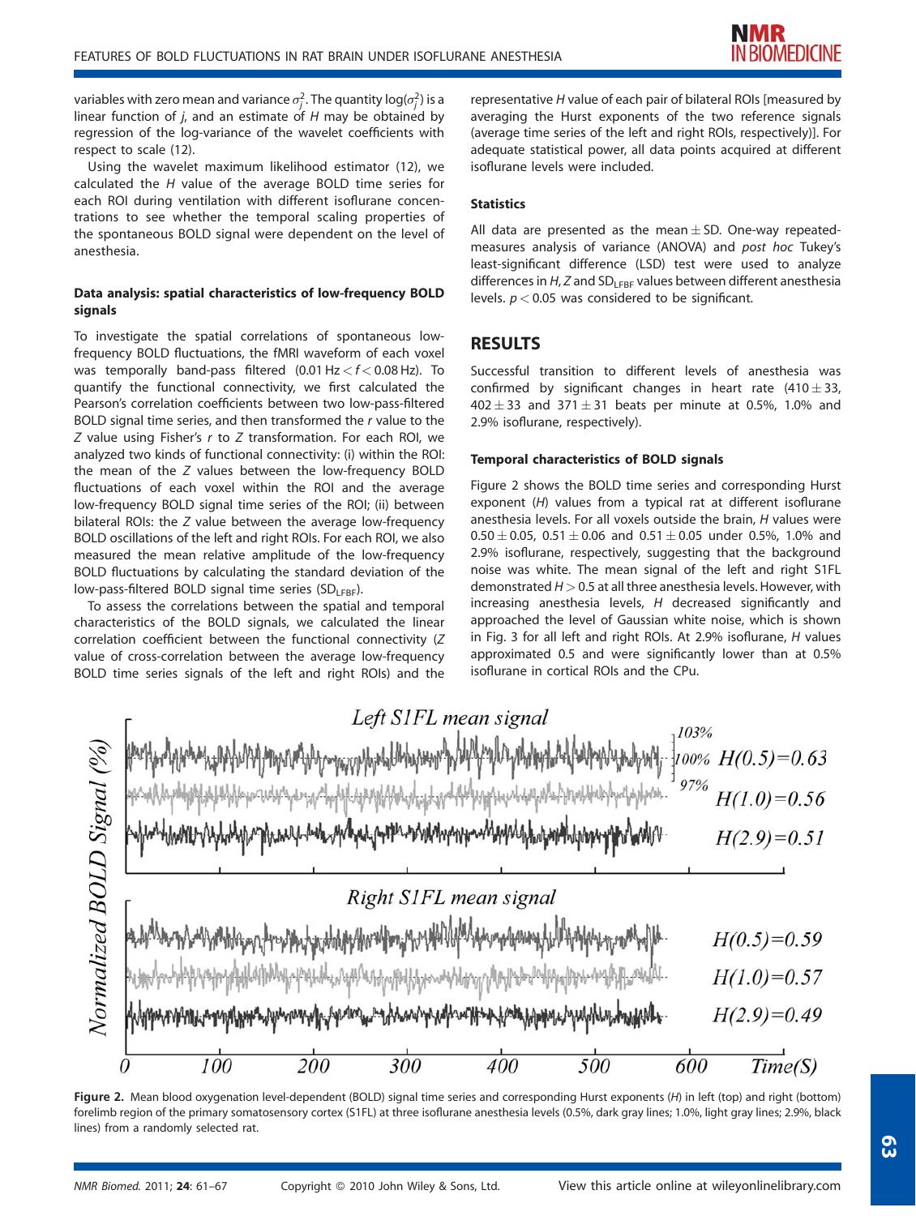variables with zero mean and variance $\sigma_j^2$. The quantity $\log(\sigma_j^2)$ is a linear function of $j$, and an estimate of $H$ may be obtained by regression of the log-variance of the wavelet coefficients with respect to scale (12).

Using the wavelet maximum likelihood estimator (12), we calculated the $H$ value of the average BOLD time series for each ROI during ventilation with different isoflurane concentrations to see whether the temporal scaling properties of the spontaneous BOLD signal were dependent on the level of anesthesia.

### Data analysis: spatial characteristics of low-frequency BOLD signals

To investigate the spatial correlations of spontaneous low-frequency BOLD fluctuations, the fMRI waveform of each voxel was temporally band-pass filtered ($0.01\,\text{Hz} < f < 0.08\,\text{Hz}$). To quantify the functional connectivity, we first calculated the Pearson's correlation coefficients between two low-pass-filtered BOLD signal time series, and then transformed the $r$ value to the $Z$ value using Fisher's $r$ to $Z$ transformation. For each ROI, we analyzed two kinds of functional connectivity: (i) within the ROI: the mean of the $Z$ values between the low-frequency BOLD fluctuations of each voxel within the ROI and the average low-frequency BOLD signal time series of the ROI; (ii) between bilateral ROIs: the $Z$ value between the average low-frequency BOLD oscillations of the left and right ROIs. For each ROI, we also measured the mean relative amplitude of the low-frequency BOLD fluctuations by calculating the standard deviation of the low-pass-filtered BOLD signal time series ($SD_{LFBF}$).

To assess the correlations between the spatial and temporal characteristics of the BOLD signals, we calculated the linear correlation coefficient between the functional connectivity ($Z$ value of cross-correlation between the average low-frequency BOLD time series signals of the left and right ROIs) and the representative $H$ value of each pair of bilateral ROIs [measured by averaging the Hurst exponents of the two reference signals (average time series of the left and right ROIs, respectively)]. For adequate statistical power, all data points acquired at different isoflurane levels were included.

### Statistics

All data are presented as the mean $\pm$ SD. One-way repeated-measures analysis of variance (ANOVA) and *post hoc* Tukey's least-significant difference (LSD) test were used to analyze differences in $H$, $Z$ and $SD_{LFBF}$ values between different anesthesia levels. $p < 0.05$ was considered to be significant.

## RESULTS

Successful transition to different levels of anesthesia was confirmed by significant changes in heart rate ($410 \pm 33$, $402 \pm 33$ and $371 \pm 31$ beats per minute at 0.5%, 1.0% and 2.9% isoflurane, respectively).

### Temporal characteristics of BOLD signals

Figure 2 shows the BOLD time series and corresponding Hurst exponent ($H$) values from a typical rat at different isoflurane anesthesia levels. For all voxels outside the brain, $H$ values were $0.50 \pm 0.05$, $0.51 \pm 0.06$ and $0.51 \pm 0.05$ under 0.5%, 1.0% and 2.9% isoflurane, respectively, suggesting that the background noise was white. The mean signal of the left and right S1FL demonstrated $H > 0.5$ at all three anesthesia levels. However, with increasing anesthesia levels, $H$ decreased significantly and approached the level of Gaussian white noise, which is shown in Fig. 3 for all left and right ROIs. At 2.9% isoflurane, $H$ values approximated 0.5 and were significantly lower than at 0.5% isoflurane in cortical ROIs and the CPu.

**Figure 2.** Mean blood oxygenation level-dependent (BOLD) signal time series and corresponding Hurst exponents ($H$) in left (top) and right (bottom) forelimb region of the primary somatosensory cortex (S1FL) at three isoflurane anesthesia levels (0.5%, dark gray lines; 1.0%, light gray lines; 2.9%, black lines) from a randomly selected rat.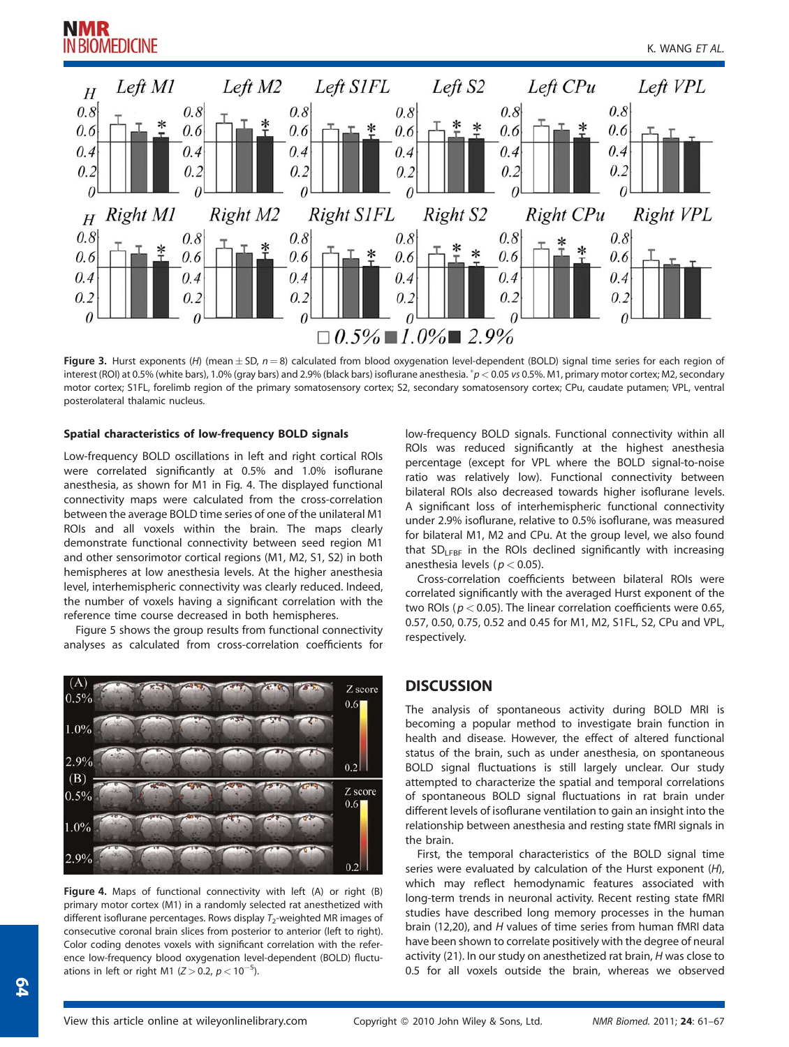**Figure 3.** Hurst exponents ($H$) (mean ± SD, $n = 8$) calculated from blood oxygenation level-dependent (BOLD) signal time series for each region of interest (ROI) at 0.5% (white bars), 1.0% (gray bars) and 2.9% (black bars) isoflurane anesthesia. *$p < 0.05$ vs 0.5%. M1, primary motor cortex; M2, secondary motor cortex; S1FL, forelimb region of the primary somatosensory cortex; S2, secondary somatosensory cortex; CPu, caudate putamen; VPL, ventral posterolateral thalamic nucleus.

### Spatial characteristics of low-frequency BOLD signals

Low-frequency BOLD oscillations in left and right cortical ROIs were correlated significantly at 0.5% and 1.0% isoflurane anesthesia, as shown for M1 in Fig. 4. The displayed functional connectivity maps were calculated from the cross-correlation between the average BOLD time series of one of the unilateral M1 ROIs and all voxels within the brain. The maps clearly demonstrate functional connectivity between seed region M1 and other sensorimotor cortical regions (M1, M2, S1, S2) in both hemispheres at low anesthesia levels. At the higher anesthesia level, interhemispheric connectivity was clearly reduced. Indeed, the number of voxels having a significant correlation with the reference time course decreased in both hemispheres.

Figure 5 shows the group results from functional connectivity analyses as calculated from cross-correlation coefficients for low-frequency BOLD signals. Functional connectivity within all ROIs was reduced significantly at the highest anesthesia percentage (except for VPL where the BOLD signal-to-noise ratio was relatively low). Functional connectivity between bilateral ROIs also decreased towards higher isoflurane levels. A significant loss of interhemispheric functional connectivity under 2.9% isoflurane, relative to 0.5% isoflurane, was measured for bilateral M1, M2 and CPu. At the group level, we also found that $SD_{LFBF}$ in the ROIs declined significantly with increasing anesthesia levels ($p < 0.05$).

Cross-correlation coefficients between bilateral ROIs were correlated significantly with the averaged Hurst exponent of the two ROIs ($p < 0.05$). The linear correlation coefficients were 0.65, 0.57, 0.50, 0.75, 0.52 and 0.45 for M1, M2, S1FL, S2, CPu and VPL, respectively.

**Figure 4.** Maps of functional connectivity with left (A) or right (B) primary motor cortex (M1) in a randomly selected rat anesthetized with different isoflurane percentages. Rows display $T_2$-weighted MR images of consecutive coronal brain slices from posterior to anterior (left to right). Color coding denotes voxels with significant correlation with the reference low-frequency blood oxygenation level-dependent (BOLD) fluctuations in left or right M1 ($Z > 0.2$, $p < 10^{-5}$).

## DISCUSSION

The analysis of spontaneous activity during BOLD MRI is becoming a popular method to investigate brain function in health and disease. However, the effect of altered functional status of the brain, such as under anesthesia, on spontaneous BOLD signal fluctuations is still largely unclear. Our study attempted to characterize the spatial and temporal correlations of spontaneous BOLD signal fluctuations in rat brain under different levels of isoflurane ventilation to gain an insight into the relationship between anesthesia and resting state fMRI signals in the brain.

First, the temporal characteristics of the BOLD signal time series were evaluated by calculation of the Hurst exponent ($H$), which may reflect hemodynamic features associated with long-term trends in neuronal activity. Recent resting state fMRI studies have described long memory processes in the human brain (12,20), and $H$ values of time series from human fMRI data have been shown to correlate positively with the degree of neural activity (21). In our study on anesthetized rat brain, $H$ was close to 0.5 for all voxels outside the brain, whereas we observed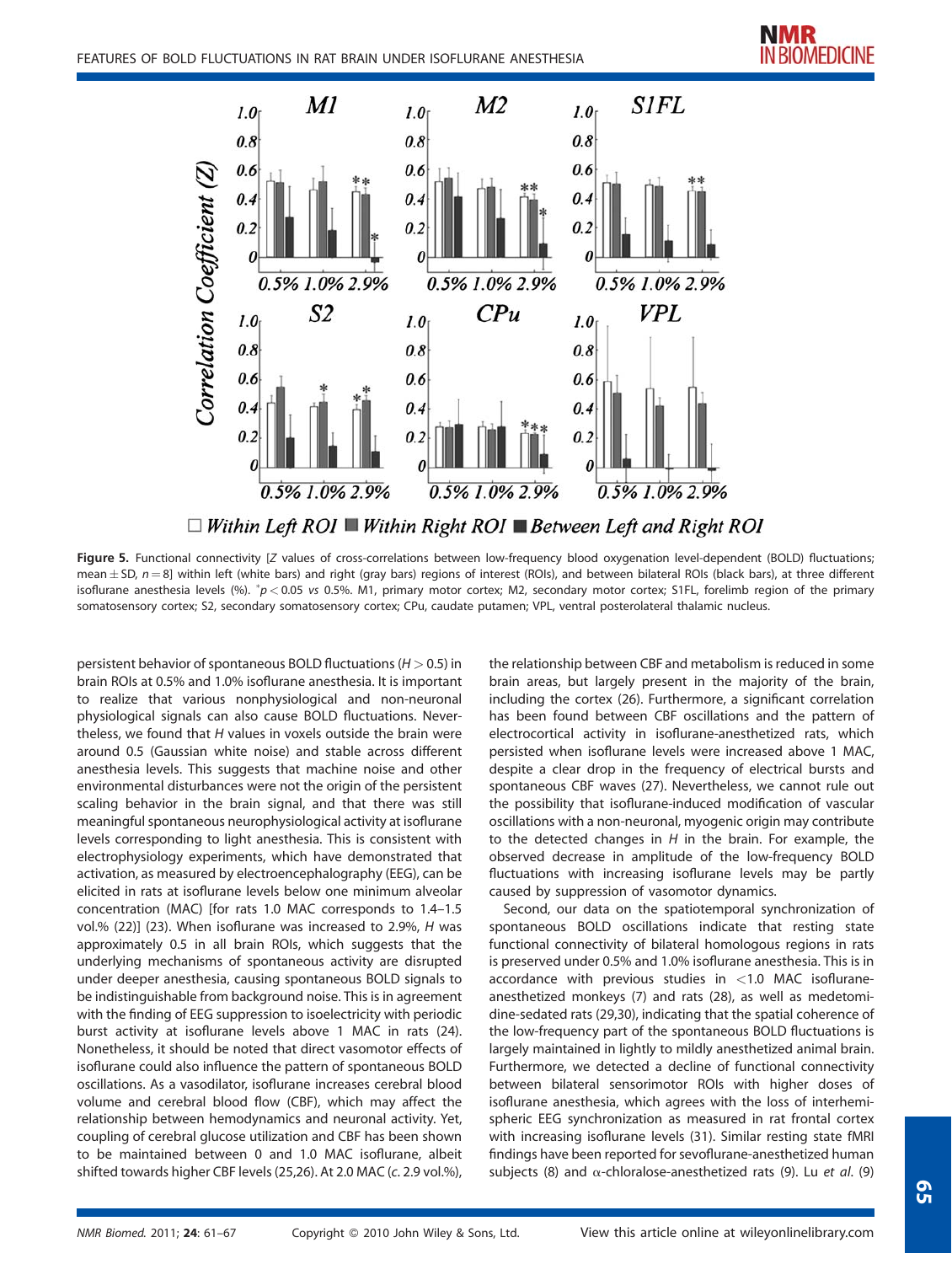**Figure 5.** Functional connectivity [*Z* values of cross-correlations between low-frequency blood oxygenation level-dependent (BOLD) fluctuations; mean ± SD, $n = 8$] within left (white bars) and right (gray bars) regions of interest (ROIs), and between bilateral ROIs (black bars), at three different isoflurane anesthesia levels (%). *$p < 0.05$ *vs* 0.5%. M1, primary motor cortex; M2, secondary motor cortex; S1FL, forelimb region of the primary somatosensory cortex; S2, secondary somatosensory cortex; CPu, caudate putamen; VPL, ventral posterolateral thalamic nucleus.

persistent behavior of spontaneous BOLD fluctuations ($H > 0.5$) in brain ROIs at 0.5% and 1.0% isoflurane anesthesia. It is important to realize that various nonphysiological and non-neuronal physiological signals can also cause BOLD fluctuations. Nevertheless, we found that *H* values in voxels outside the brain were around 0.5 (Gaussian white noise) and stable across different anesthesia levels. This suggests that machine noise and other environmental disturbances were not the origin of the persistent scaling behavior in the brain signal, and that there was still meaningful spontaneous neurophysiological activity at isoflurane levels corresponding to light anesthesia. This is consistent with electrophysiology experiments, which have demonstrated that activation, as measured by electroencephalography (EEG), can be elicited in rats at isoflurane levels below one minimum alveolar concentration (MAC) [for rats 1.0 MAC corresponds to 1.4–1.5 vol.% (22)] (23). When isoflurane was increased to 2.9%, *H* was approximately 0.5 in all brain ROIs, which suggests that the underlying mechanisms of spontaneous activity are disrupted under deeper anesthesia, causing spontaneous BOLD signals to be indistinguishable from background noise. This is in agreement with the finding of EEG suppression to isoelectricity with periodic burst activity at isoflurane levels above 1 MAC in rats (24). Nonetheless, it should be noted that direct vasomotor effects of isoflurane could also influence the pattern of spontaneous BOLD oscillations. As a vasodilator, isoflurane increases cerebral blood volume and cerebral blood flow (CBF), which may affect the relationship between hemodynamics and neuronal activity. Yet, coupling of cerebral glucose utilization and CBF has been shown to be maintained between 0 and 1.0 MAC isoflurane, albeit shifted towards higher CBF levels (25,26). At 2.0 MAC (*c.* 2.9 vol.%), the relationship between CBF and metabolism is reduced in some brain areas, but largely present in the majority of the brain, including the cortex (26). Furthermore, a significant correlation has been found between CBF oscillations and the pattern of electrocortical activity in isoflurane-anesthetized rats, which persisted when isoflurane levels were increased above 1 MAC, despite a clear drop in the frequency of electrical bursts and spontaneous CBF waves (27). Nevertheless, we cannot rule out the possibility that isoflurane-induced modification of vascular oscillations with a non-neuronal, myogenic origin may contribute to the detected changes in *H* in the brain. For example, the observed decrease in amplitude of the low-frequency BOLD fluctuations with increasing isoflurane levels may be partly caused by suppression of vasomotor dynamics.

Second, our data on the spatiotemporal synchronization of spontaneous BOLD oscillations indicate that resting state functional connectivity of bilateral homologous regions in rats is preserved under 0.5% and 1.0% isoflurane anesthesia. This is in accordance with previous studies in <1.0 MAC isoflurane-anesthetized monkeys (7) and rats (28), as well as medetomidine-sedated rats (29,30), indicating that the spatial coherence of the low-frequency part of the spontaneous BOLD fluctuations is largely maintained in lightly to mildly anesthetized animal brain. Furthermore, we detected a decline of functional connectivity between bilateral sensorimotor ROIs with higher doses of isoflurane anesthesia, which agrees with the loss of interhemispheric EEG synchronization as measured in rat frontal cortex with increasing isoflurane levels (31). Similar resting state fMRI findings have been reported for sevoflurane-anesthetized human subjects (8) and α-chloralose-anesthetized rats (9). Lu *et al.* (9)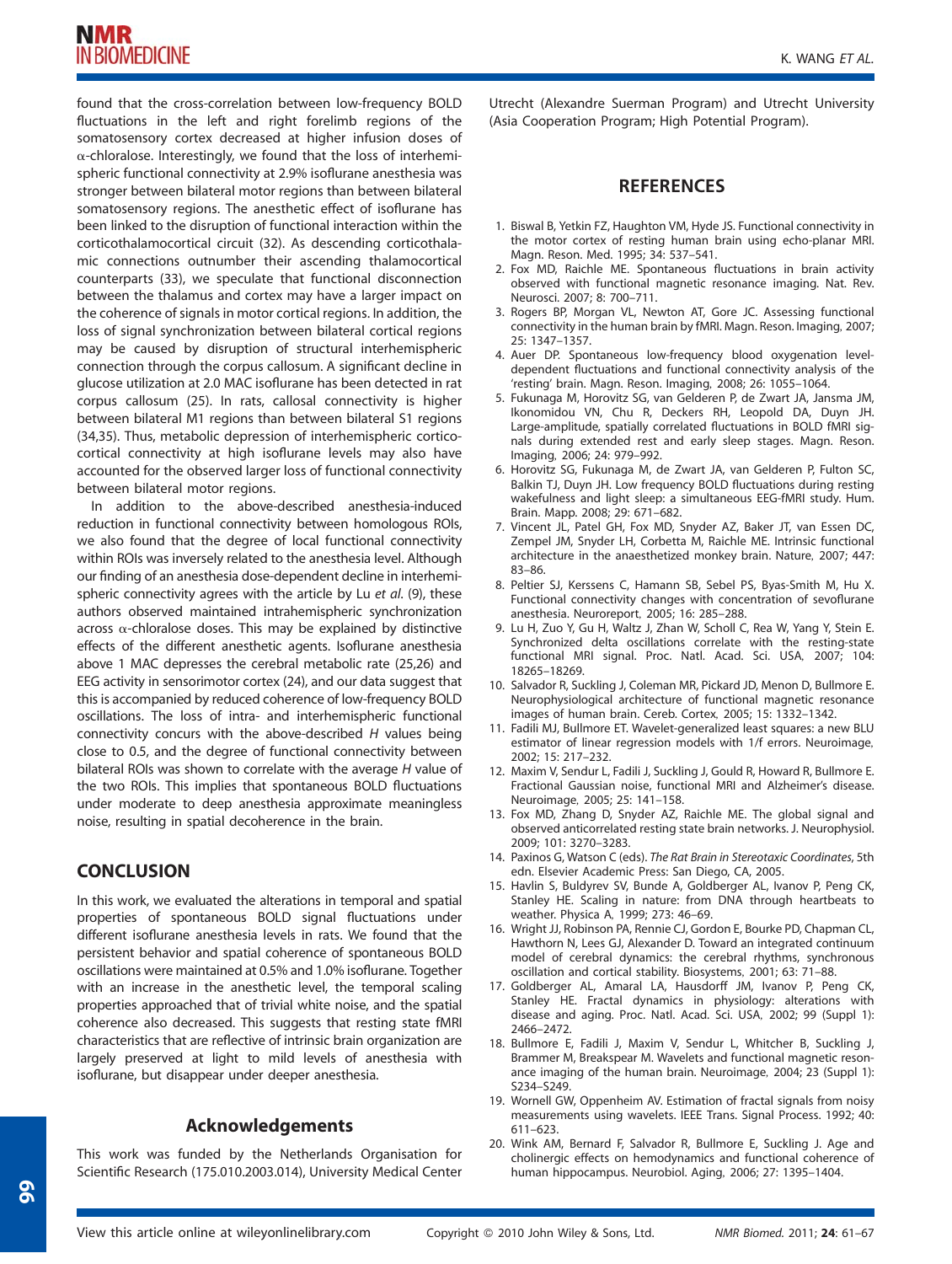found that the cross-correlation between low-frequency BOLD fluctuations in the left and right forelimb regions of the somatosensory cortex decreased at higher infusion doses of α-chloralose. Interestingly, we found that the loss of interhemispheric functional connectivity at 2.9% isoflurane anesthesia was stronger between bilateral motor regions than between bilateral somatosensory regions. The anesthetic effect of isoflurane has been linked to the disruption of functional interaction within the corticothalamocortical circuit (32). As descending corticothalamic connections outnumber their ascending thalamocortical counterparts (33), we speculate that functional disconnection between the thalamus and cortex may have a larger impact on the coherence of signals in motor cortical regions. In addition, the loss of signal synchronization between bilateral cortical regions may be caused by disruption of structural interhemispheric connection through the corpus callosum. A significant decline in glucose utilization at 2.0 MAC isoflurane has been detected in rat corpus callosum (25). In rats, callosal connectivity is higher between bilateral M1 regions than between bilateral S1 regions (34,35). Thus, metabolic depression of interhemispheric corticocortical connectivity at high isoflurane levels may also have accounted for the observed larger loss of functional connectivity between bilateral motor regions.

In addition to the above-described anesthesia-induced reduction in functional connectivity between homologous ROIs, we also found that the degree of local functional connectivity within ROIs was inversely related to the anesthesia level. Although our finding of an anesthesia dose-dependent decline in interhemispheric connectivity agrees with the article by Lu *et al.* (9), these authors observed maintained intrahemispheric synchronization across α-chloralose doses. This may be explained by distinctive effects of the different anesthetic agents. Isoflurane anesthesia above 1 MAC depresses the cerebral metabolic rate (25,26) and EEG activity in sensorimotor cortex (24), and our data suggest that this is accompanied by reduced coherence of low-frequency BOLD oscillations. The loss of intra- and interhemispheric functional connectivity concurs with the above-described $H$ values being close to 0.5, and the degree of functional connectivity between bilateral ROIs was shown to correlate with the average $H$ value of the two ROIs. This implies that spontaneous BOLD fluctuations under moderate to deep anesthesia approximate meaningless noise, resulting in spatial decoherence in the brain.

## CONCLUSION

In this work, we evaluated the alterations in temporal and spatial properties of spontaneous BOLD signal fluctuations under different isoflurane anesthesia levels in rats. We found that the persistent behavior and spatial coherence of spontaneous BOLD oscillations were maintained at 0.5% and 1.0% isoflurane. Together with an increase in the anesthetic level, the temporal scaling properties approached that of trivial white noise, and the spatial coherence also decreased. This suggests that resting state fMRI characteristics that are reflective of intrinsic brain organization are largely preserved at light to mild levels of anesthesia with isoflurane, but disappear under deeper anesthesia.

### Acknowledgements

This work was funded by the Netherlands Organisation for Scientific Research (175.010.2003.014), University Medical Center Utrecht (Alexandre Suerman Program) and Utrecht University (Asia Cooperation Program; High Potential Program).

## REFERENCES

1. Biswal B, Yetkin FZ, Haughton VM, Hyde JS. Functional connectivity in the motor cortex of resting human brain using echo-planar MRI. Magn. Reson. Med. 1995; 34: 537–541.
2. Fox MD, Raichle ME. Spontaneous fluctuations in brain activity observed with functional magnetic resonance imaging. Nat. Rev. Neurosci. 2007; 8: 700–711.
3. Rogers BP, Morgan VL, Newton AT, Gore JC. Assessing functional connectivity in the human brain by fMRI. Magn. Reson. Imaging, 2007; 25: 1347–1357.
4. Auer DP. Spontaneous low-frequency blood oxygenation level-dependent fluctuations and functional connectivity analysis of the 'resting' brain. Magn. Reson. Imaging, 2008; 26: 1055–1064.
5. Fukunaga M, Horovitz SG, van Gelderen P, de Zwart JA, Jansma JM, Ikonomidou VN, Chu R, Deckers RH, Leopold DA, Duyn JH. Large-amplitude, spatially correlated fluctuations in BOLD fMRI signals during extended rest and early sleep stages. Magn. Reson. Imaging, 2006; 24: 979–992.
6. Horovitz SG, Fukunaga M, de Zwart JA, van Gelderen P, Fulton SC, Balkin TJ, Duyn JH. Low frequency BOLD fluctuations during resting wakefulness and light sleep: a simultaneous EEG-fMRI study. Hum. Brain. Mapp. 2008; 29: 671–682.
7. Vincent JL, Patel GH, Fox MD, Snyder AZ, Baker JT, van Essen DC, Zempel JM, Snyder LH, Corbetta M, Raichle ME. Intrinsic functional architecture in the anaesthetized monkey brain. Nature, 2007; 447: 83–86.
8. Peltier SJ, Kerssens C, Hamann SB, Sebel PS, Byas-Smith M, Hu X. Functional connectivity changes with concentration of sevoflurane anesthesia. Neuroreport, 2005; 16: 285–288.
9. Lu H, Zuo Y, Gu H, Waltz J, Zhan W, Scholl C, Rea W, Yang Y, Stein E. Synchronized delta oscillations correlate with the resting-state functional MRI signal. Proc. Natl. Acad. Sci. USA, 2007; 104: 18265–18269.
10. Salvador R, Suckling J, Coleman MR, Pickard JD, Menon D, Bullmore E. Neurophysiological architecture of functional magnetic resonance images of human brain. Cereb. Cortex, 2005; 15: 1332–1342.
11. Fadili MJ, Bullmore ET. Wavelet-generalized least squares: a new BLU estimator of linear regression models with 1/f errors. Neuroimage, 2002; 15: 217–232.
12. Maxim V, Sendur L, Fadili J, Suckling J, Gould R, Howard R, Bullmore E. Fractional Gaussian noise, functional MRI and Alzheimer's disease. Neuroimage, 2005; 25: 141–158.
13. Fox MD, Zhang D, Snyder AZ, Raichle ME. The global signal and observed anticorrelated resting state brain networks. J. Neurophysiol. 2009; 101: 3270–3283.
14. Paxinos G, Watson C (eds). *The Rat Brain in Stereotaxic Coordinates*, 5th edn. Elsevier Academic Press: San Diego, CA, 2005.
15. Havlin S, Buldyrev SV, Bunde A, Goldberger AL, Ivanov P, Peng CK, Stanley HE. Scaling in nature: from DNA through heartbeats to weather. Physica A, 1999; 273: 46–69.
16. Wright JJ, Robinson PA, Rennie CJ, Gordon E, Bourke PD, Chapman CL, Hawthorn N, Lees GJ, Alexander D. Toward an integrated continuum model of cerebral dynamics: the cerebral rhythms, synchronous oscillation and cortical stability. Biosystems, 2001; 63: 71–88.
17. Goldberger AL, Amaral LA, Hausdorff JM, Ivanov P, Peng CK, Stanley HE. Fractal dynamics in physiology: alterations with disease and aging. Proc. Natl. Acad. Sci. USA, 2002; 99 (Suppl 1): 2466–2472.
18. Bullmore E, Fadili J, Maxim V, Sendur L, Whitcher B, Suckling J, Brammer M, Breakspear M. Wavelets and functional magnetic resonance imaging of the human brain. Neuroimage, 2004; 23 (Suppl 1): S234–S249.
19. Wornell GW, Oppenheim AV. Estimation of fractal signals from noisy measurements using wavelets. IEEE Trans. Signal Process. 1992; 40: 611–623.
20. Wink AM, Bernard F, Salvador R, Bullmore E, Suckling J. Age and cholinergic effects on hemodynamics and functional coherence of human hippocampus. Neurobiol. Aging, 2006; 27: 1395–1404.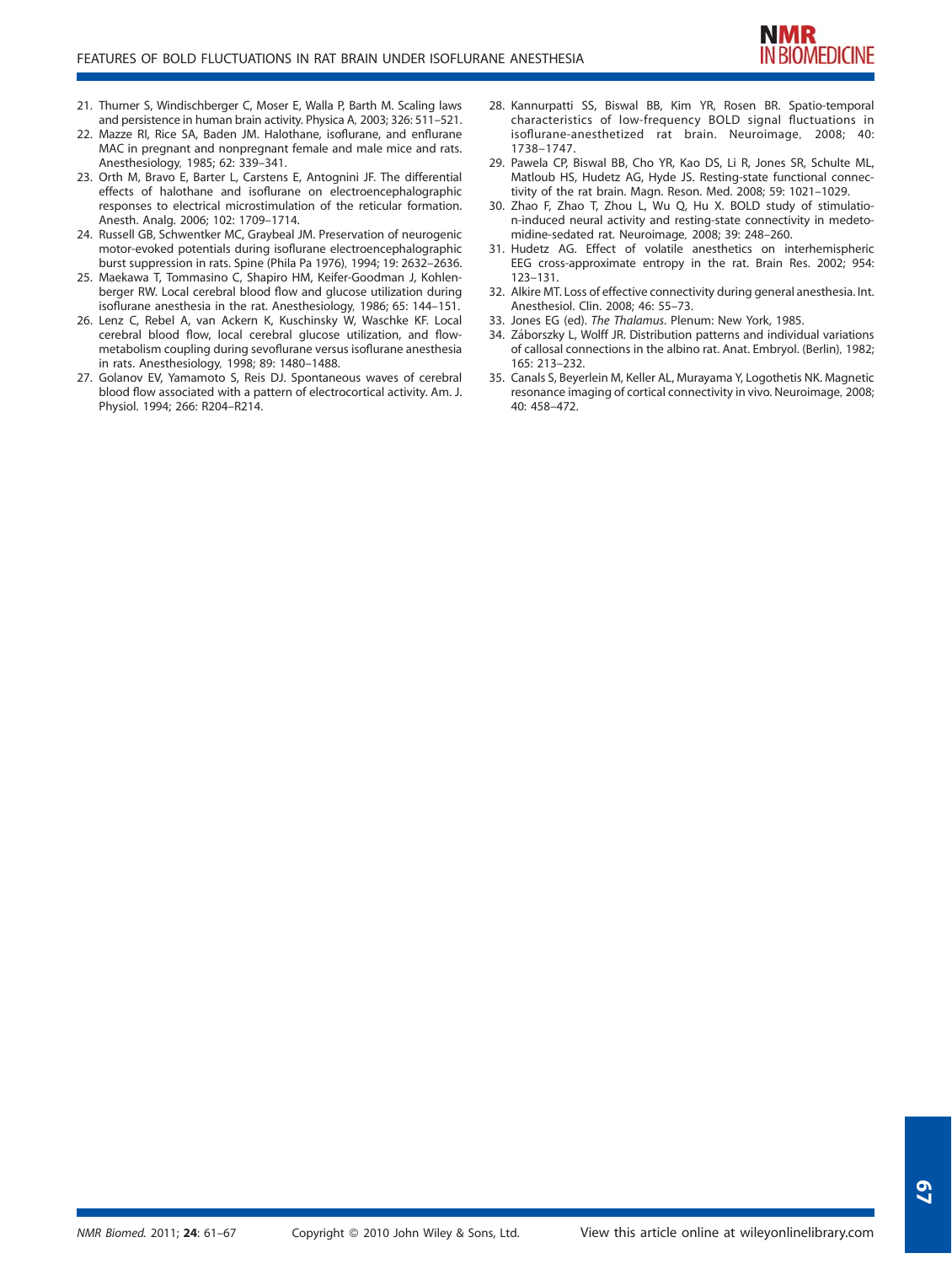21. Thurner S, Windischberger C, Moser E, Walla P, Barth M. Scaling laws and persistence in human brain activity. Physica A, 2003; 326: 511–521.
22. Mazze RI, Rice SA, Baden JM. Halothane, isoflurane, and enflurane MAC in pregnant and nonpregnant female and male mice and rats. Anesthesiology, 1985; 62: 339–341.
23. Orth M, Bravo E, Barter L, Carstens E, Antognini JF. The differential effects of halothane and isoflurane on electroencephalographic responses to electrical microstimulation of the reticular formation. Anesth. Analg. 2006; 102: 1709–1714.
24. Russell GB, Schwentker MC, Graybeal JM. Preservation of neurogenic motor-evoked potentials during isoflurane electroencephalographic burst suppression in rats. Spine (Phila Pa 1976), 1994; 19: 2632–2636.
25. Maekawa T, Tommasino C, Shapiro HM, Keifer-Goodman J, Kohlenberger RW. Local cerebral blood flow and glucose utilization during isoflurane anesthesia in the rat. Anesthesiology, 1986; 65: 144–151.
26. Lenz C, Rebel A, van Ackern K, Kuschinsky W, Waschke KF. Local cerebral blood flow, local cerebral glucose utilization, and flow-metabolism coupling during sevoflurane versus isoflurane anesthesia in rats. Anesthesiology, 1998; 89: 1480–1488.
27. Golanov EV, Yamamoto S, Reis DJ. Spontaneous waves of cerebral blood flow associated with a pattern of electrocortical activity. Am. J. Physiol. 1994; 266: R204–R214.
28. Kannurpatti SS, Biswal BB, Kim YR, Rosen BR. Spatio-temporal characteristics of low-frequency BOLD signal fluctuations in isoflurane-anesthetized rat brain. Neuroimage, 2008; 40: 1738–1747.
29. Pawela CP, Biswal BB, Cho YR, Kao DS, Li R, Jones SR, Schulte ML, Matloub HS, Hudetz AG, Hyde JS. Resting-state functional connectivity of the rat brain. Magn. Reson. Med. 2008; 59: 1021–1029.
30. Zhao F, Zhao T, Zhou L, Wu Q, Hu X. BOLD study of stimulation-induced neural activity and resting-state connectivity in medetomidine-sedated rat. Neuroimage, 2008; 39: 248–260.
31. Hudetz AG. Effect of volatile anesthetics on interhemispheric EEG cross-approximate entropy in the rat. Brain Res. 2002; 954: 123–131.
32. Alkire MT. Loss of effective connectivity during general anesthesia. Int. Anesthesiol. Clin. 2008; 46: 55–73.
33. Jones EG (ed). *The Thalamus*. Plenum: New York, 1985.
34. Záborszky L, Wolff JR. Distribution patterns and individual variations of callosal connections in the albino rat. Anat. Embryol. (Berlin), 1982; 165: 213–232.
35. Canals S, Beyerlein M, Keller AL, Murayama Y, Logothetis NK. Magnetic resonance imaging of cortical connectivity in vivo. Neuroimage, 2008; 40: 458–472.